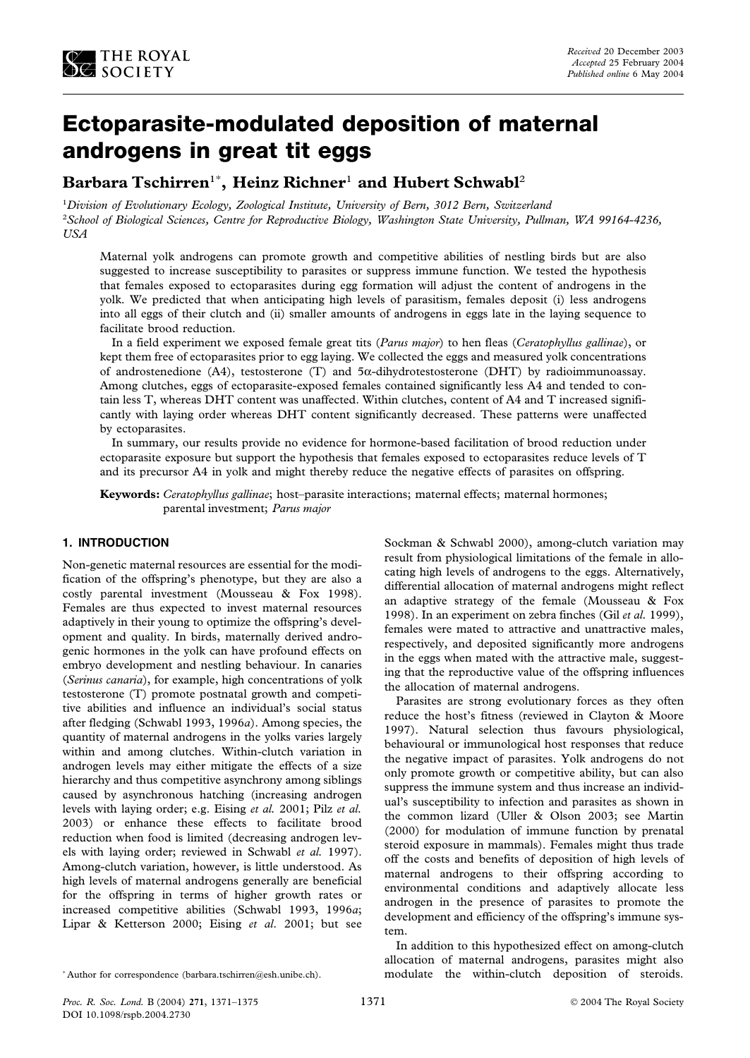# Ectoparasite-modulated deposition of maternal androgens in great tit eggs

**Barbara Tschirren[1*], Heinz Richner[1] and Hubert Schwabl[2]**

[1] *Division of Evolutionary Ecology, Zoological Institute, University of Bern, 3012 Bern, Switzerland*

[2] *School of Biological Sciences, Centre for Reproductive Biology, Washington State University, Pullman, WA 99164-4236, USA*

*Received* 20 December 2003
*Accepted* 25 February 2004
*Published online* 6 May 2004

Maternal yolk androgens can promote growth and competitive abilities of nestling birds but are also suggested to increase susceptibility to parasites or suppress immune function. We tested the hypothesis that females exposed to ectoparasites during egg formation will adjust the content of androgens in the yolk. We predicted that when anticipating high levels of parasitism, females deposit (i) less androgens into all eggs of their clutch and (ii) smaller amounts of androgens in eggs late in the laying sequence to facilitate brood reduction.

In a field experiment we exposed female great tits (*Parus major*) to hen fleas (*Ceratophyllus gallinae*), or kept them free of ectoparasites prior to egg laying. We collected the eggs and measured yolk concentrations of androstenedione (A4), testosterone (T) and 5$\alpha$-dihydrotestosterone (DHT) by radioimmunoassay. Among clutches, eggs of ectoparasite-exposed females contained significantly less A4 and tended to contain less T, whereas DHT content was unaffected. Within clutches, content of A4 and T increased significantly with laying order whereas DHT content significantly decreased. These patterns were unaffected by ectoparasites.

In summary, our results provide no evidence for hormone-based facilitation of brood reduction under ectoparasite exposure but support the hypothesis that females exposed to ectoparasites reduce levels of T and its precursor A4 in yolk and might thereby reduce the negative effects of parasites on offspring.

**Keywords:** *Ceratophyllus gallinae*; host–parasite interactions; maternal effects; maternal hormones; parental investment; *Parus major*

## 1. INTRODUCTION

Non-genetic maternal resources are essential for the modification of the offspring's phenotype, but they are also a costly parental investment (Mousseau & Fox 1998). Females are thus expected to invest maternal resources adaptively in their young to optimize the offspring's development and quality. In birds, maternally derived androgenic hormones in the yolk can have profound effects on embryo development and nestling behaviour. In canaries (*Serinus canaria*), for example, high concentrations of yolk testosterone (T) promote postnatal growth and competitive abilities and influence an individual's social status after fledging (Schwabl 1993, 1996*a*). Among species, the quantity of maternal androgens in the yolks varies largely within and among clutches. Within-clutch variation in androgen levels may either mitigate the effects of a size hierarchy and thus competitive asynchrony among siblings caused by asynchronous hatching (increasing androgen levels with laying order; e.g. Eising *et al.* 2001; Pilz *et al.* 2003) or enhance these effects to facilitate brood reduction when food is limited (decreasing androgen levels with laying order; reviewed in Schwabl *et al.* 1997). Among-clutch variation, however, is little understood. As high levels of maternal androgens generally are beneficial for the offspring in terms of higher growth rates or increased competitive abilities (Schwabl 1993, 1996*a*; Lipar & Ketterson 2000; Eising *et al.* 2001; but see Sockman & Schwabl 2000), among-clutch variation may result from physiological limitations of the female in allocating high levels of androgens to the eggs. Alternatively, differential allocation of maternal androgens might reflect an adaptive strategy of the female (Mousseau & Fox 1998). In an experiment on zebra finches (Gil *et al.* 1999), females were mated to attractive and unattractive males, respectively, and deposited significantly more androgens in the eggs when mated with the attractive male, suggesting that the reproductive value of the offspring influences the allocation of maternal androgens.

Parasites are strong evolutionary forces as they often reduce the host's fitness (reviewed in Clayton & Moore 1997). Natural selection thus favours physiological, behavioural or immunological host responses that reduce the negative impact of parasites. Yolk androgens do not only promote growth or competitive ability, but can also suppress the immune system and thus increase an individual's susceptibility to infection and parasites as shown in the common lizard (Uller & Olson 2003; see Martin (2000) for modulation of immune function by prenatal steroid exposure in mammals). Females might thus trade off the costs and benefits of deposition of high levels of maternal androgens to their offspring according to environmental conditions and adaptively allocate less androgen in the presence of parasites to promote the development and efficiency of the offspring's immune system.

In addition to this hypothesized effect on among-clutch allocation of maternal androgens, parasites might also modulate the within-clutch deposition of steroids.

\* Author for correspondence (barbara.tschirren@esh.unibe.ch).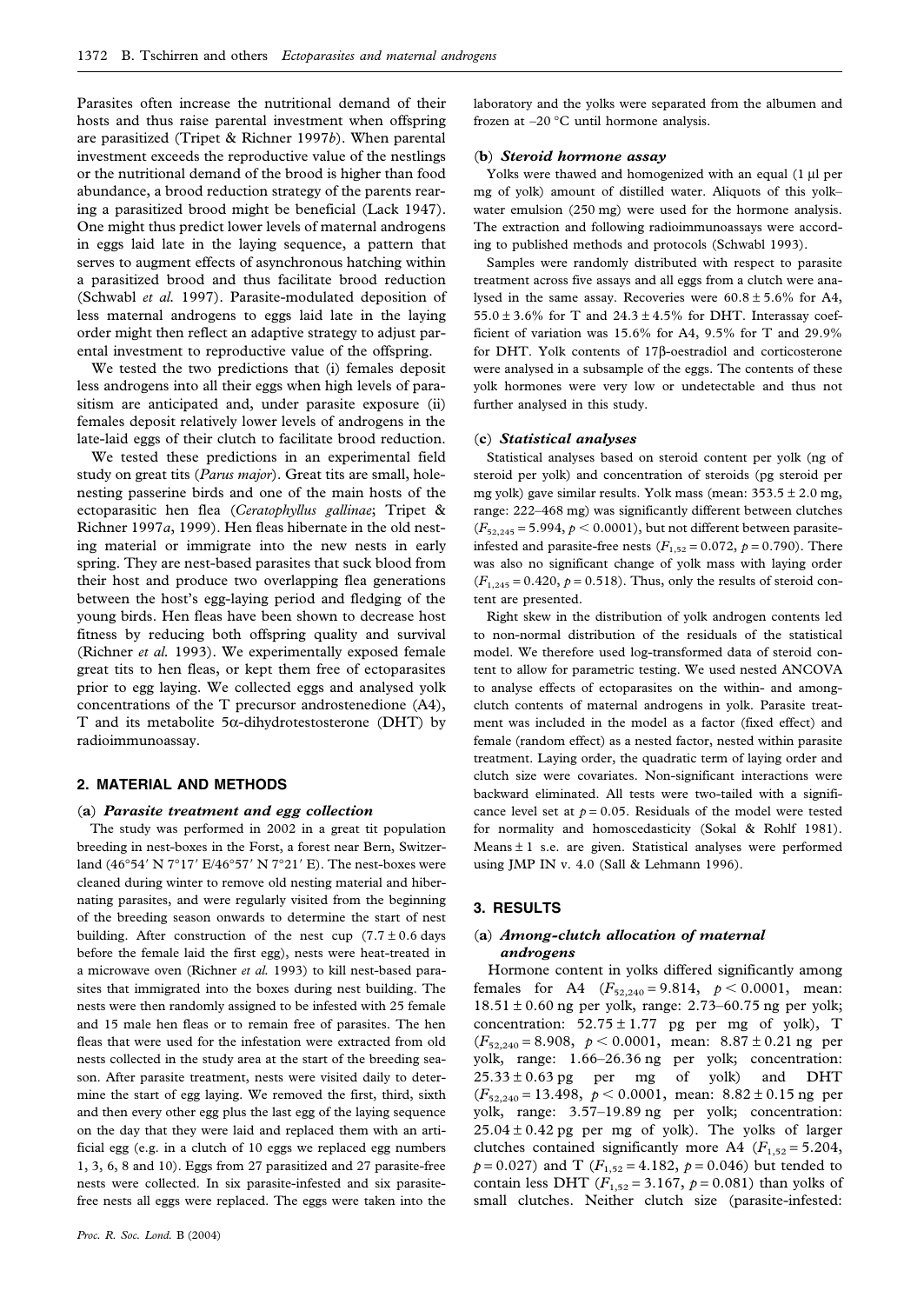Parasites often increase the nutritional demand of their hosts and thus raise parental investment when offspring are parasitized (Tripet & Richner 1997*b*). When parental investment exceeds the reproductive value of the nestlings or the nutritional demand of the brood is higher than food abundance, a brood reduction strategy of the parents rearing a parasitized brood might be beneficial (Lack 1947). One might thus predict lower levels of maternal androgens in eggs laid late in the laying sequence, a pattern that serves to augment effects of asynchronous hatching within a parasitized brood and thus facilitate brood reduction (Schwabl *et al.* 1997). Parasite-modulated deposition of less maternal androgens to eggs laid late in the laying order might then reflect an adaptive strategy to adjust parental investment to reproductive value of the offspring.

We tested the two predictions that (i) females deposit less androgens into all their eggs when high levels of parasitism are anticipated and, under parasite exposure (ii) females deposit relatively lower levels of androgens in the late-laid eggs of their clutch to facilitate brood reduction.

We tested these predictions in an experimental field study on great tits (*Parus major*). Great tits are small, hole-nesting passerine birds and one of the main hosts of the ectoparasitic hen flea (*Ceratophyllus gallinae*; Tripet & Richner 1997*a*, 1999). Hen fleas hibernate in the old nesting material or immigrate into the new nests in early spring. They are nest-based parasites that suck blood from their host and produce two overlapping flea generations between the host's egg-laying period and fledging of the young birds. Hen fleas have been shown to decrease host fitness by reducing both offspring quality and survival (Richner *et al.* 1993). We experimentally exposed female great tits to hen fleas, or kept them free of ectoparasites prior to egg laying. We collected eggs and analysed yolk concentrations of the T precursor androstenedione (A4), T and its metabolite 5α-dihydrotestosterone (DHT) by radioimmunoassay.

## 2. MATERIAL AND METHODS

### (a) *Parasite treatment and egg collection*

The study was performed in 2002 in a great tit population breeding in nest-boxes in the Forst, a forest near Bern, Switzerland (46°54′ N 7°17′ E/46°57′ N 7°21′ E). The nest-boxes were cleaned during winter to remove old nesting material and hibernating parasites, and were regularly visited from the beginning of the breeding season onwards to determine the start of nest building. After construction of the nest cup (7.7 ± 0.6 days before the female laid the first egg), nests were heat-treated in a microwave oven (Richner *et al.* 1993) to kill nest-based parasites that immigrated into the boxes during nest building. The nests were then randomly assigned to be infested with 25 female and 15 male hen fleas or to remain free of parasites. The hen fleas that were used for the infestation were extracted from old nests collected in the study area at the start of the breeding season. After parasite treatment, nests were visited daily to determine the start of egg laying. We removed the first, third, sixth and then every other egg plus the last egg of the laying sequence on the day that they were laid and replaced them with an artificial egg (e.g. in a clutch of 10 eggs we replaced egg numbers 1, 3, 6, 8 and 10). Eggs from 27 parasitized and 27 parasite-free nests were collected. In six parasite-infested and six parasite-free nests all eggs were replaced. The eggs were taken into the laboratory and the yolks were separated from the albumen and frozen at –20 °C until hormone analysis.

### (b) *Steroid hormone assay*

Yolks were thawed and homogenized with an equal (1 μl per mg of yolk) amount of distilled water. Aliquots of this yolk–water emulsion (250 mg) were used for the hormone analysis. The extraction and following radioimmunoassays were according to published methods and protocols (Schwabl 1993).

Samples were randomly distributed with respect to parasite treatment across five assays and all eggs from a clutch were analysed in the same assay. Recoveries were 60.8 ± 5.6% for A4, 55.0 ± 3.6% for T and 24.3 ± 4.5% for DHT. Interassay coefficient of variation was 15.6% for A4, 9.5% for T and 29.9% for DHT. Yolk contents of 17β-oestradiol and corticosterone were analysed in a subsample of the eggs. The contents of these yolk hormones were very low or undetectable and thus not further analysed in this study.

### (c) *Statistical analyses*

Statistical analyses based on steroid content per yolk (ng of steroid per yolk) and concentration of steroids (pg steroid per mg yolk) gave similar results. Yolk mass (mean: 353.5 ± 2.0 mg, range: 222–468 mg) was significantly different between clutches ($F_{52,245} = 5.994$, $p < 0.0001$), but not different between parasite-infested and parasite-free nests ($F_{1,52} = 0.072$, $p = 0.790$). There was also no significant change of yolk mass with laying order ($F_{1,245} = 0.420$, $p = 0.518$). Thus, only the results of steroid content are presented.

Right skew in the distribution of yolk androgen contents led to non-normal distribution of the residuals of the statistical model. We therefore used log-transformed data of steroid content to allow for parametric testing. We used nested ANCOVA to analyse effects of ectoparasites on the within- and among-clutch contents of maternal androgens in yolk. Parasite treatment was included in the model as a factor (fixed effect) and female (random effect) as a nested factor, nested within parasite treatment. Laying order, the quadratic term of laying order and clutch size were covariates. Non-significant interactions were backward eliminated. All tests were two-tailed with a significance level set at $p = 0.05$. Residuals of the model were tested for normality and homoscedasticity (Sokal & Rohlf 1981). Means ± 1 s.e. are given. Statistical analyses were performed using JMP IN v. 4.0 (Sall & Lehmann 1996).

## 3. RESULTS

### (a) *Among-clutch allocation of maternal androgens*

Hormone content in yolks differed significantly among females for A4 ($F_{52,240} = 9.814$, $p < 0.0001$, mean: 18.51 ± 0.60 ng per yolk, range: 2.73–60.75 ng per yolk; concentration: 52.75 ± 1.77 pg per mg of yolk), T ($F_{52,240} = 8.908$, $p < 0.0001$, mean: 8.87 ± 0.21 ng per yolk, range: 1.66–26.36 ng per yolk; concentration: 25.33 ± 0.63 pg per mg of yolk) and DHT ($F_{52,240} = 13.498$, $p < 0.0001$, mean: 8.82 ± 0.15 ng per yolk, range: 3.57–19.89 ng per yolk; concentration: 25.04 ± 0.42 pg per mg of yolk). The yolks of larger clutches contained significantly more A4 ($F_{1,52} = 5.204$, $p = 0.027$) and T ($F_{1,52} = 4.182$, $p = 0.046$) but tended to contain less DHT ($F_{1,52} = 3.167$, $p = 0.081$) than yolks of small clutches. Neither clutch size (parasite-infested: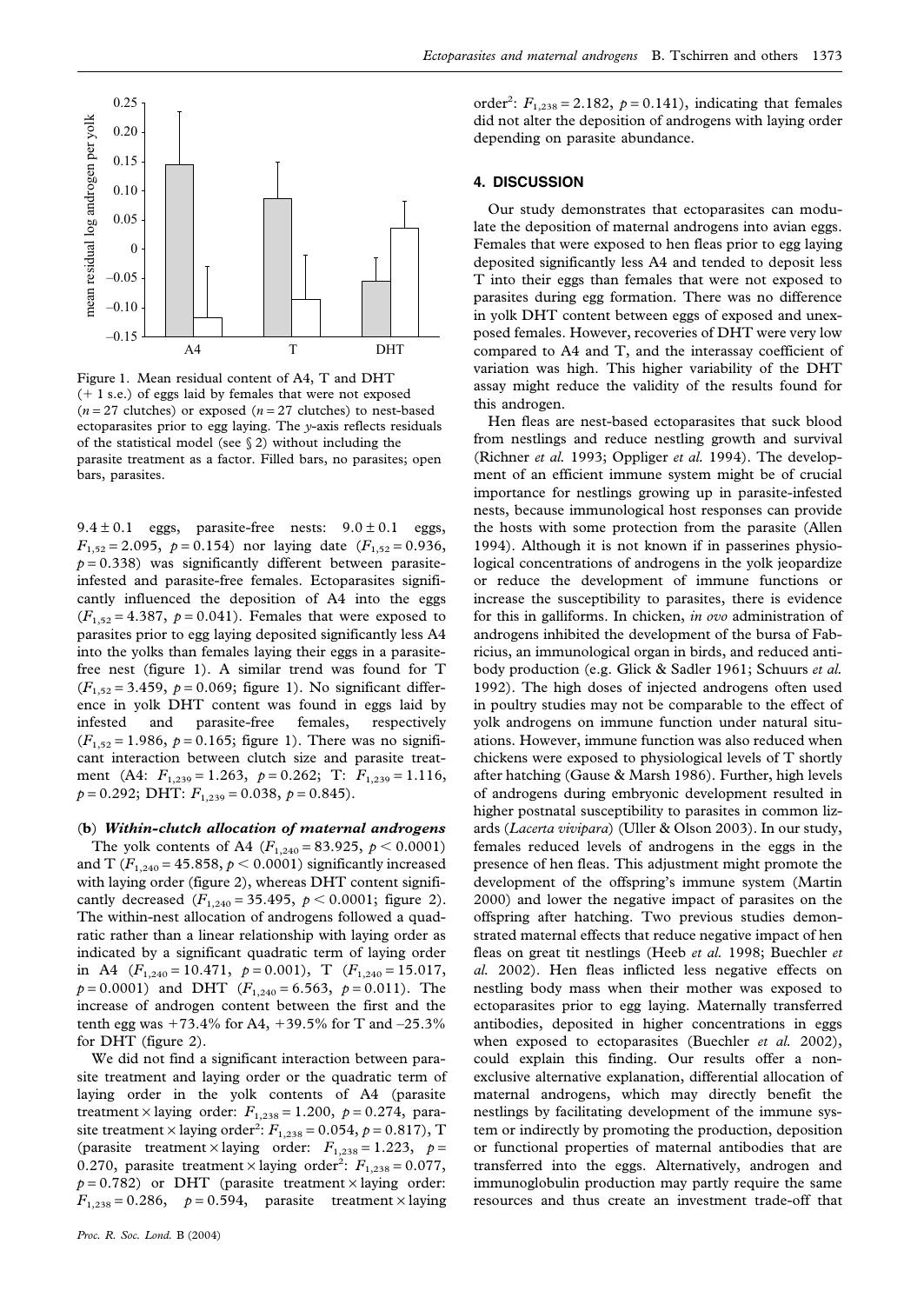Figure 1. Mean residual content of A4, T and DHT (+ 1 s.e.) of eggs laid by females that were not exposed ($n = 27$ clutches) or exposed ($n = 27$ clutches) to nest-based ectoparasites prior to egg laying. The *y*-axis reflects residuals of the statistical model (see § 2) without including the parasite treatment as a factor. Filled bars, no parasites; open bars, parasites.

$9.4 \pm 0.1$ eggs, parasite-free nests: $9.0 \pm 0.1$ eggs, $F_{1,52} = 2.095$, $p = 0.154$) nor laying date ($F_{1,52} = 0.936$, $p = 0.338$) was significantly different between parasite-infested and parasite-free females. Ectoparasites significantly influenced the deposition of A4 into the eggs ($F_{1,52} = 4.387$, $p = 0.041$). Females that were exposed to parasites prior to egg laying deposited significantly less A4 into the yolks than females laying their eggs in a parasite-free nest (figure 1). A similar trend was found for T ($F_{1,52} = 3.459$, $p = 0.069$; figure 1). No significant difference in yolk DHT content was found in eggs laid by infested and parasite-free females, respectively ($F_{1,52} = 1.986$, $p = 0.165$; figure 1). There was no significant interaction between clutch size and parasite treatment (A4: $F_{1,239} = 1.263$, $p = 0.262$; T: $F_{1,239} = 1.116$, $p = 0.292$; DHT: $F_{1,239} = 0.038$, $p = 0.845$).

### (b) *Within-clutch allocation of maternal androgens*

The yolk contents of A4 ($F_{1,240} = 83.925$, $p < 0.0001$) and T ($F_{1,240} = 45.858$, $p < 0.0001$) significantly increased with laying order (figure 2), whereas DHT content significantly decreased ($F_{1,240} = 35.495$, $p < 0.0001$; figure 2). The within-nest allocation of androgens followed a quadratic rather than a linear relationship with laying order as indicated by a significant quadratic term of laying order in A4 ($F_{1,240} = 10.471$, $p = 0.001$), T ($F_{1,240} = 15.017$, $p = 0.0001$) and DHT ($F_{1,240} = 6.563$, $p = 0.011$). The increase of androgen content between the first and the tenth egg was +73.4% for A4, +39.5% for T and –25.3% for DHT (figure 2).

We did not find a significant interaction between parasite treatment and laying order or the quadratic term of laying order in the yolk contents of A4 (parasite treatment × laying order: $F_{1,238} = 1.200$, $p = 0.274$, parasite treatment × laying order$^2$: $F_{1,238} = 0.054$, $p = 0.817$), T (parasite treatment × laying order: $F_{1,238} = 1.223$, $p = 0.270$, parasite treatment × laying order$^2$: $F_{1,238} = 0.077$, $p = 0.782$) or DHT (parasite treatment × laying order: $F_{1,238} = 0.286$, $p = 0.594$, parasite treatment × laying order$^2$: $F_{1,238} = 2.182$, $p = 0.141$), indicating that females did not alter the deposition of androgens with laying order depending on parasite abundance.

## 4. DISCUSSION

Our study demonstrates that ectoparasites can modulate the deposition of maternal androgens into avian eggs. Females that were exposed to hen fleas prior to egg laying deposited significantly less A4 and tended to deposit less T into their eggs than females that were not exposed to parasites during egg formation. There was no difference in yolk DHT content between eggs of exposed and unexposed females. However, recoveries of DHT were very low compared to A4 and T, and the interassay coefficient of variation was high. This higher variability of the DHT assay might reduce the validity of the results found for this androgen.

Hen fleas are nest-based ectoparasites that suck blood from nestlings and reduce nestling growth and survival (Richner *et al.* 1993; Oppliger *et al.* 1994). The development of an efficient immune system might be of crucial importance for nestlings growing up in parasite-infested nests, because immunological host responses can provide the hosts with some protection from the parasite (Allen 1994). Although it is not known if in passerines physiological concentrations of androgens in the yolk jeopardize or reduce the development of immune functions or increase the susceptibility to parasites, there is evidence for this in galliforms. In chicken, *in ovo* administration of androgens inhibited the development of the bursa of Fabricius, an immunological organ in birds, and reduced antibody production (e.g. Glick & Sadler 1961; Schuurs *et al.* 1992). The high doses of injected androgens often used in poultry studies may not be comparable to the effect of yolk androgens on immune function under natural situations. However, immune function was also reduced when chickens were exposed to physiological levels of T shortly after hatching (Gause & Marsh 1986). Further, high levels of androgens during embryonic development resulted in higher postnatal susceptibility to parasites in common lizards (*Lacerta vivipara*) (Uller & Olson 2003). In our study, females reduced levels of androgens in the eggs in the presence of hen fleas. This adjustment might promote the development of the offspring's immune system (Martin 2000) and lower the negative impact of parasites on the offspring after hatching. Two previous studies demonstrated maternal effects that reduce negative impact of hen fleas on great tit nestlings (Heeb *et al.* 1998; Buechler *et al.* 2002). Hen fleas inflicted less negative effects on nestling body mass when their mother was exposed to ectoparasites prior to egg laying. Maternally transferred antibodies, deposited in higher concentrations in eggs when exposed to ectoparasites (Buechler *et al.* 2002), could explain this finding. Our results offer a non-exclusive alternative explanation, differential allocation of maternal androgens, which may directly benefit the nestlings by facilitating development of the immune system or indirectly by promoting the production, deposition or functional properties of maternal antibodies that are transferred into the eggs. Alternatively, androgen and immunoglobulin production may partly require the same resources and thus create an investment trade-off that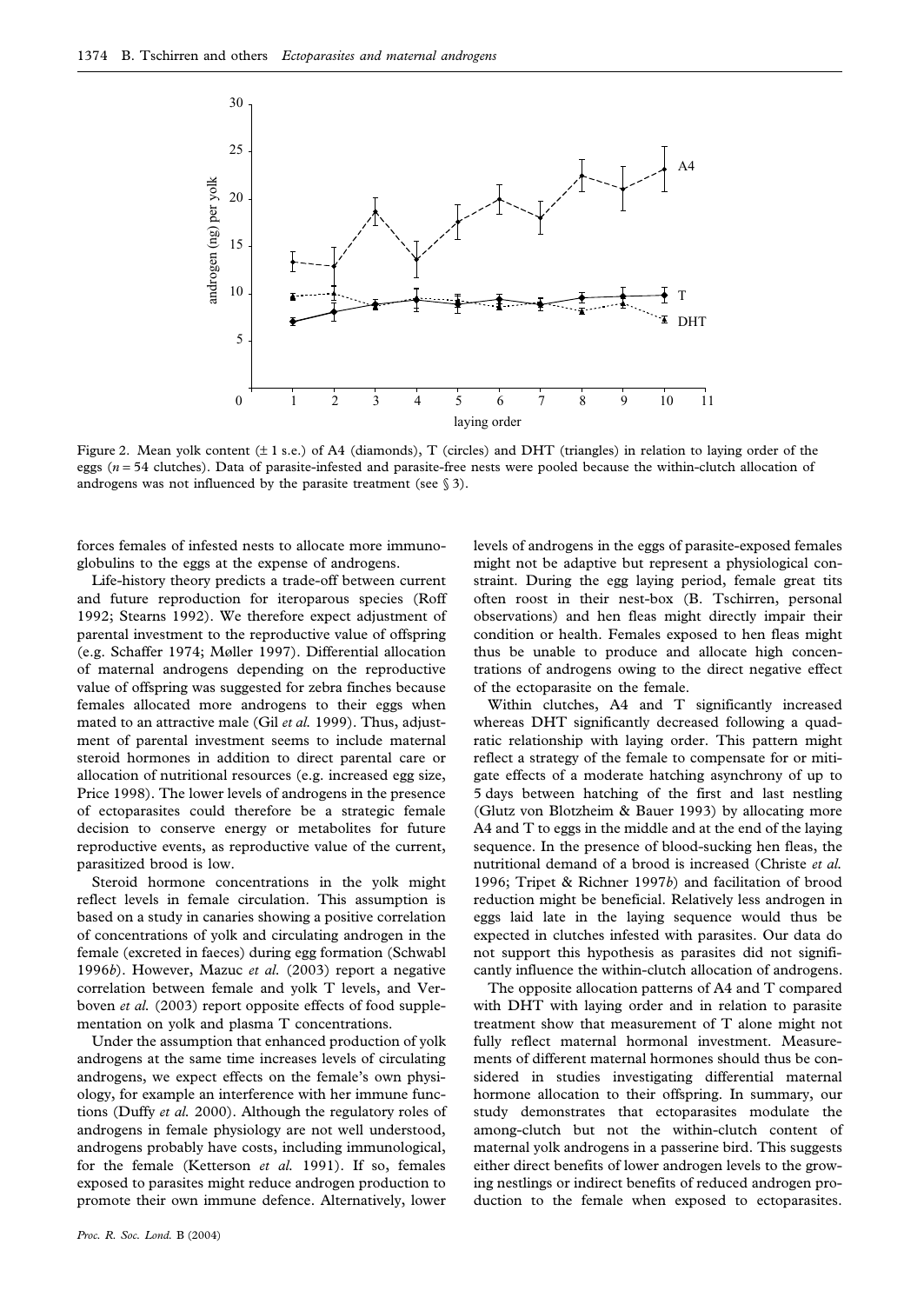Figure 2. Mean yolk content (± 1 s.e.) of A4 (diamonds), T (circles) and DHT (triangles) in relation to laying order of the eggs ($n = 54$ clutches). Data of parasite-infested and parasite-free nests were pooled because the within-clutch allocation of androgens was not influenced by the parasite treatment (see § 3).

forces females of infested nests to allocate more immunoglobulins to the eggs at the expense of androgens.

Life-history theory predicts a trade-off between current and future reproduction for iteroparous species (Roff 1992; Stearns 1992). We therefore expect adjustment of parental investment to the reproductive value of offspring (e.g. Schaffer 1974; Møller 1997). Differential allocation of maternal androgens depending on the reproductive value of offspring was suggested for zebra finches because females allocated more androgens to their eggs when mated to an attractive male (Gil *et al.* 1999). Thus, adjustment of parental investment seems to include maternal steroid hormones in addition to direct parental care or allocation of nutritional resources (e.g. increased egg size, Price 1998). The lower levels of androgens in the presence of ectoparasites could therefore be a strategic female decision to conserve energy or metabolites for future reproductive events, as reproductive value of the current, parasitized brood is low.

Steroid hormone concentrations in the yolk might reflect levels in female circulation. This assumption is based on a study in canaries showing a positive correlation of concentrations of yolk and circulating androgen in the female (excreted in faeces) during egg formation (Schwabl 1996*b*). However, Mazuc *et al.* (2003) report a negative correlation between female and yolk T levels, and Verboven *et al.* (2003) report opposite effects of food supplementation on yolk and plasma T concentrations.

Under the assumption that enhanced production of yolk androgens at the same time increases levels of circulating androgens, we expect effects on the female's own physiology, for example an interference with her immune functions (Duffy *et al.* 2000). Although the regulatory roles of androgens in female physiology are not well understood, androgens probably have costs, including immunological, for the female (Ketterson *et al.* 1991). If so, females exposed to parasites might reduce androgen production to promote their own immune defence. Alternatively, lower levels of androgens in the eggs of parasite-exposed females might not be adaptive but represent a physiological constraint. During the egg laying period, female great tits often roost in their nest-box (B. Tschirren, personal observations) and hen fleas might directly impair their condition or health. Females exposed to hen fleas might thus be unable to produce and allocate high concentrations of androgens owing to the direct negative effect of the ectoparasite on the female.

Within clutches, A4 and T significantly increased whereas DHT significantly decreased following a quadratic relationship with laying order. This pattern might reflect a strategy of the female to compensate for or mitigate effects of a moderate hatching asynchrony of up to 5 days between hatching of the first and last nestling (Glutz von Blotzheim & Bauer 1993) by allocating more A4 and T to eggs in the middle and at the end of the laying sequence. In the presence of blood-sucking hen fleas, the nutritional demand of a brood is increased (Christe *et al.* 1996; Tripet & Richner 1997*b*) and facilitation of brood reduction might be beneficial. Relatively less androgen in eggs laid late in the laying sequence would thus be expected in clutches infested with parasites. Our data do not support this hypothesis as parasites did not significantly influence the within-clutch allocation of androgens.

The opposite allocation patterns of A4 and T compared with DHT with laying order and in relation to parasite treatment show that measurement of T alone might not fully reflect maternal hormonal investment. Measurements of different maternal hormones should thus be considered in studies investigating differential maternal hormone allocation to their offspring. In summary, our study demonstrates that ectoparasites modulate the among-clutch but not the within-clutch content of maternal yolk androgens in a passerine bird. This suggests either direct benefits of lower androgen levels to the growing nestlings or indirect benefits of reduced androgen production to the female when exposed to ectoparasites.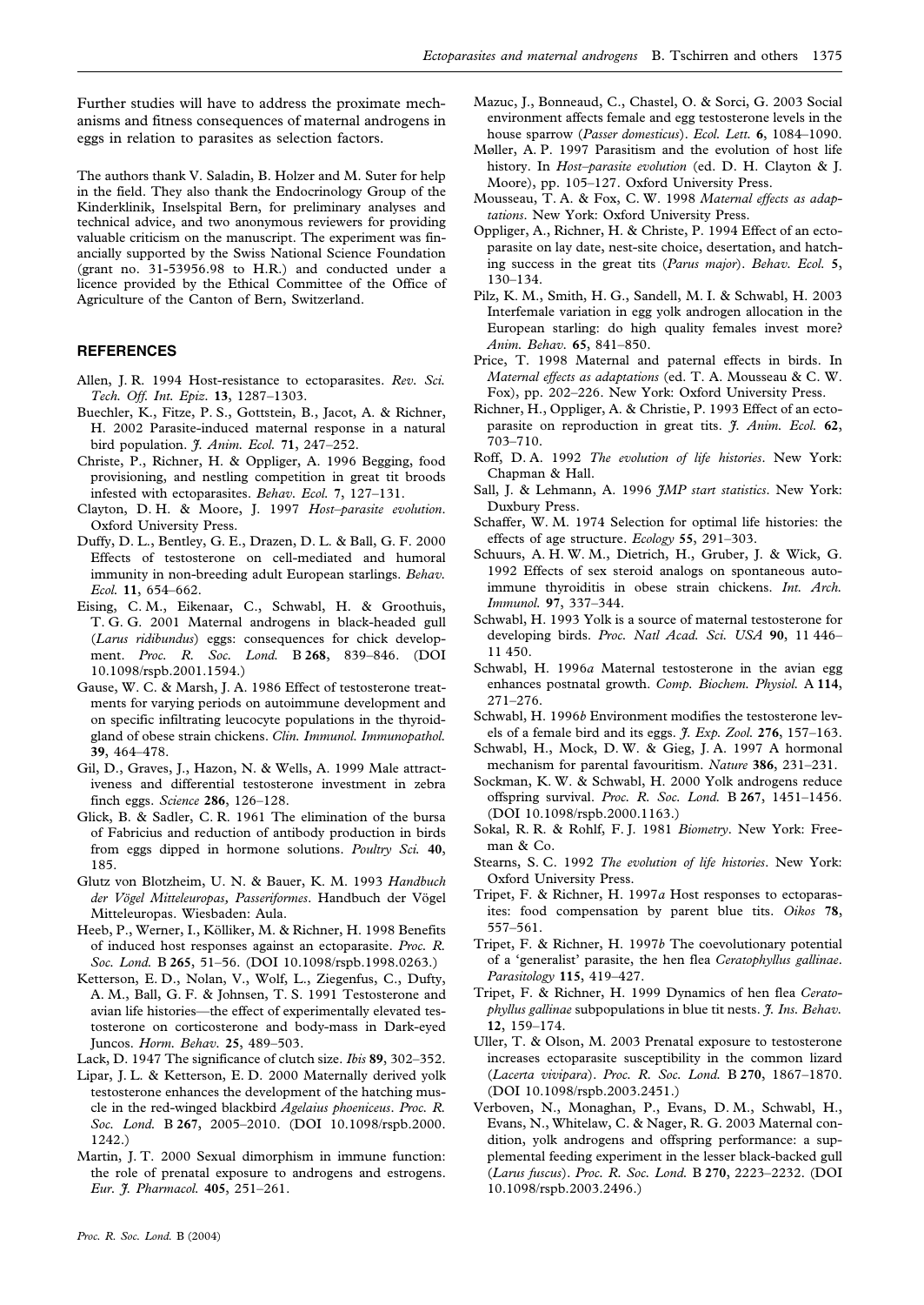Further studies will have to address the proximate mechanisms and fitness consequences of maternal androgens in eggs in relation to parasites as selection factors.

The authors thank V. Saladin, B. Holzer and M. Suter for help in the field. They also thank the Endocrinology Group of the Kinderklinik, Inselspital Bern, for preliminary analyses and technical advice, and two anonymous reviewers for providing valuable criticism on the manuscript. The experiment was financially supported by the Swiss National Science Foundation (grant no. 31-53956.98 to H.R.) and conducted under a licence provided by the Ethical Committee of the Office of Agriculture of the Canton of Bern, Switzerland.

## REFERENCES

Allen, J. R. 1994 Host-resistance to ectoparasites. *Rev. Sci. Tech. Off. Int. Epiz.* **13**, 1287–1303.

Buechler, K., Fitze, P. S., Gottstein, B., Jacot, A. & Richner, H. 2002 Parasite-induced maternal response in a natural bird population. *J. Anim. Ecol.* **71**, 247–252.

Christe, P., Richner, H. & Oppliger, A. 1996 Begging, food provisioning, and nestling competition in great tit broods infested with ectoparasites. *Behav. Ecol.* **7**, 127–131.

Clayton, D. H. & Moore, J. 1997 *Host–parasite evolution*. Oxford University Press.

Duffy, D. L., Bentley, G. E., Drazen, D. L. & Ball, G. F. 2000 Effects of testosterone on cell-mediated and humoral immunity in non-breeding adult European starlings. *Behav. Ecol.* **11**, 654–662.

Eising, C. M., Eikenaar, C., Schwabl, H. & Groothuis, T. G. G. 2001 Maternal androgens in black-headed gull (*Larus ridibundus*) eggs: consequences for chick development. *Proc. R. Soc. Lond.* B **268**, 839–846. (DOI 10.1098/rspb.2001.1594.)

Gause, W. C. & Marsh, J. A. 1986 Effect of testosterone treatments for varying periods on autoimmune development and on specific infiltrating leucocyte populations in the thyroid-gland of obese strain chickens. *Clin. Immunol. Immunopathol.* **39**, 464–478.

Gil, D., Graves, J., Hazon, N. & Wells, A. 1999 Male attractiveness and differential testosterone investment in zebra finch eggs. *Science* **286**, 126–128.

Glick, B. & Sadler, C. R. 1961 The elimination of the bursa of Fabricius and reduction of antibody production in birds from eggs dipped in hormone solutions. *Poultry Sci.* **40**, 185.

Glutz von Blotzheim, U. N. & Bauer, K. M. 1993 *Handbuch der Vögel Mitteleuropas, Passeriformes*. Handbuch der Vögel Mitteleuropas. Wiesbaden: Aula.

Heeb, P., Werner, I., Kölliker, M. & Richner, H. 1998 Benefits of induced host responses against an ectoparasite. *Proc. R. Soc. Lond.* B **265**, 51–56. (DOI 10.1098/rspb.1998.0263.)

Ketterson, E. D., Nolan, V., Wolf, L., Ziegenfus, C., Dufty, A. M., Ball, G. F. & Johnsen, T. S. 1991 Testosterone and avian life histories—the effect of experimentally elevated testosterone on corticosterone and body-mass in Dark-eyed Juncos. *Horm. Behav.* **25**, 489–503.

Lack, D. 1947 The significance of clutch size. *Ibis* **89**, 302–352.

Lipar, J. L. & Ketterson, E. D. 2000 Maternally derived yolk testosterone enhances the development of the hatching muscle in the red-winged blackbird *Agelaius phoeniceus*. *Proc. R. Soc. Lond.* B **267**, 2005–2010. (DOI 10.1098/rspb.2000.1242.)

Martin, J. T. 2000 Sexual dimorphism in immune function: the role of prenatal exposure to androgens and estrogens. *Eur. J. Pharmacol.* **405**, 251–261.

Mazuc, J., Bonneaud, C., Chastel, O. & Sorci, G. 2003 Social environment affects female and egg testosterone levels in the house sparrow (*Passer domesticus*). *Ecol. Lett.* **6**, 1084–1090.

Møller, A. P. 1997 Parasitism and the evolution of host life history. In *Host–parasite evolution* (ed. D. H. Clayton & J. Moore), pp. 105–127. Oxford University Press.

Mousseau, T. A. & Fox, C. W. 1998 *Maternal effects as adaptations*. New York: Oxford University Press.

Oppliger, A., Richner, H. & Christe, P. 1994 Effect of an ectoparasite on lay date, nest-site choice, desertation, and hatching success in the great tits (*Parus major*). *Behav. Ecol.* **5**, 130–134.

Pilz, K. M., Smith, H. G., Sandell, M. I. & Schwabl, H. 2003 Interfemale variation in egg yolk androgen allocation in the European starling: do high quality females invest more? *Anim. Behav.* **65**, 841–850.

Price, T. 1998 Maternal and paternal effects in birds. In *Maternal effects as adaptations* (ed. T. A. Mousseau & C. W. Fox), pp. 202–226. New York: Oxford University Press.

Richner, H., Oppliger, A. & Christie, P. 1993 Effect of an ectoparasite on reproduction in great tits. *J. Anim. Ecol.* **62**, 703–710.

Roff, D. A. 1992 *The evolution of life histories*. New York: Chapman & Hall.

Sall, J. & Lehmann, A. 1996 *JMP start statistics*. New York: Duxbury Press.

Schaffer, W. M. 1974 Selection for optimal life histories: the effects of age structure. *Ecology* **55**, 291–303.

Schuurs, A. H. W. M., Dietrich, H., Gruber, J. & Wick, G. 1992 Effects of sex steroid analogs on spontaneous autoimmune thyroiditis in obese strain chickens. *Int. Arch. Immunol.* **97**, 337–344.

Schwabl, H. 1993 Yolk is a source of maternal testosterone for developing birds. *Proc. Natl Acad. Sci. USA* **90**, 11 446–11 450.

Schwabl, H. 1996*a* Maternal testosterone in the avian egg enhances postnatal growth. *Comp. Biochem. Physiol.* A **114**, 271–276.

Schwabl, H. 1996*b* Environment modifies the testosterone levels of a female bird and its eggs. *J. Exp. Zool.* **276**, 157–163.

Schwabl, H., Mock, D. W. & Gieg, J. A. 1997 A hormonal mechanism for parental favouritism. *Nature* **386**, 231–231.

Sockman, K. W. & Schwabl, H. 2000 Yolk androgens reduce offspring survival. *Proc. R. Soc. Lond.* B **267**, 1451–1456. (DOI 10.1098/rspb.2000.1163.)

Sokal, R. R. & Rohlf, F. J. 1981 *Biometry*. New York: Freeman & Co.

Stearns, S. C. 1992 *The evolution of life histories*. New York: Oxford University Press.

Tripet, F. & Richner, H. 1997*a* Host responses to ectoparasites: food compensation by parent blue tits. *Oikos* **78**, 557–561.

Tripet, F. & Richner, H. 1997*b* The coevolutionary potential of a 'generalist' parasite, the hen flea *Ceratophyllus gallinae*. *Parasitology* **115**, 419–427.

Tripet, F. & Richner, H. 1999 Dynamics of hen flea *Ceratophyllus gallinae* subpopulations in blue tit nests. *J. Ins. Behav.* **12**, 159–174.

Uller, T. & Olson, M. 2003 Prenatal exposure to testosterone increases ectoparasite susceptibility in the common lizard (*Lacerta vivipara*). *Proc. R. Soc. Lond.* B **270**, 1867–1870. (DOI 10.1098/rspb.2003.2451.)

Verboven, N., Monaghan, P., Evans, D. M., Schwabl, H., Evans, N., Whitelaw, C. & Nager, R. G. 2003 Maternal condition, yolk androgens and offspring performance: a supplemental feeding experiment in the lesser black-backed gull (*Larus fuscus*). *Proc. R. Soc. Lond.* B **270**, 2223–2232. (DOI 10.1098/rspb.2003.2496.)